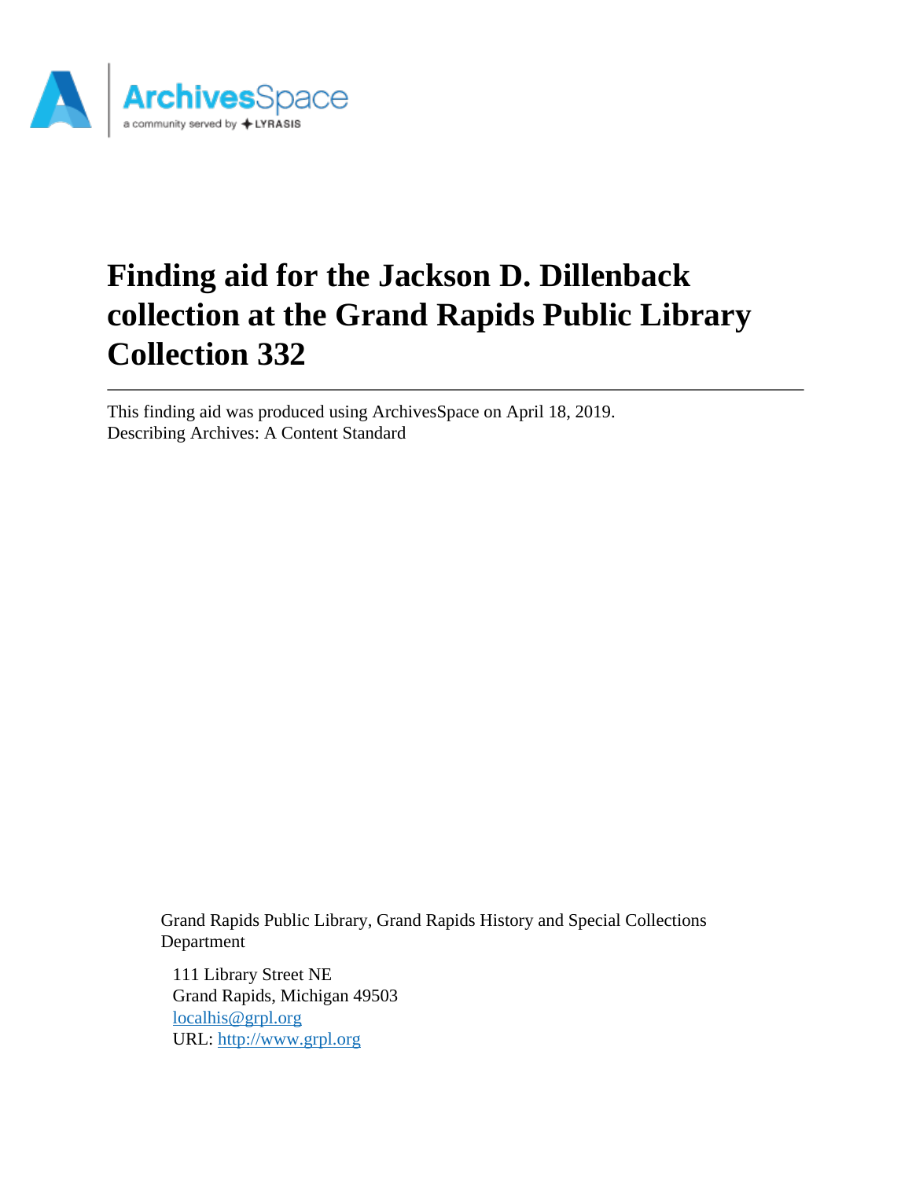# Finding aid for the Jackson D. Dillenback collection at the Grand Rapids Public Library Collection 332

---

This finding aid was produced using ArchivesSpace on April 18, 2019.
Describing Archives: A Content Standard

Grand Rapids Public Library, Grand Rapids History and Special Collections Department

111 Library Street NE
Grand Rapids, Michigan 49503
localhis@grpl.org
URL: http://www.grpl.org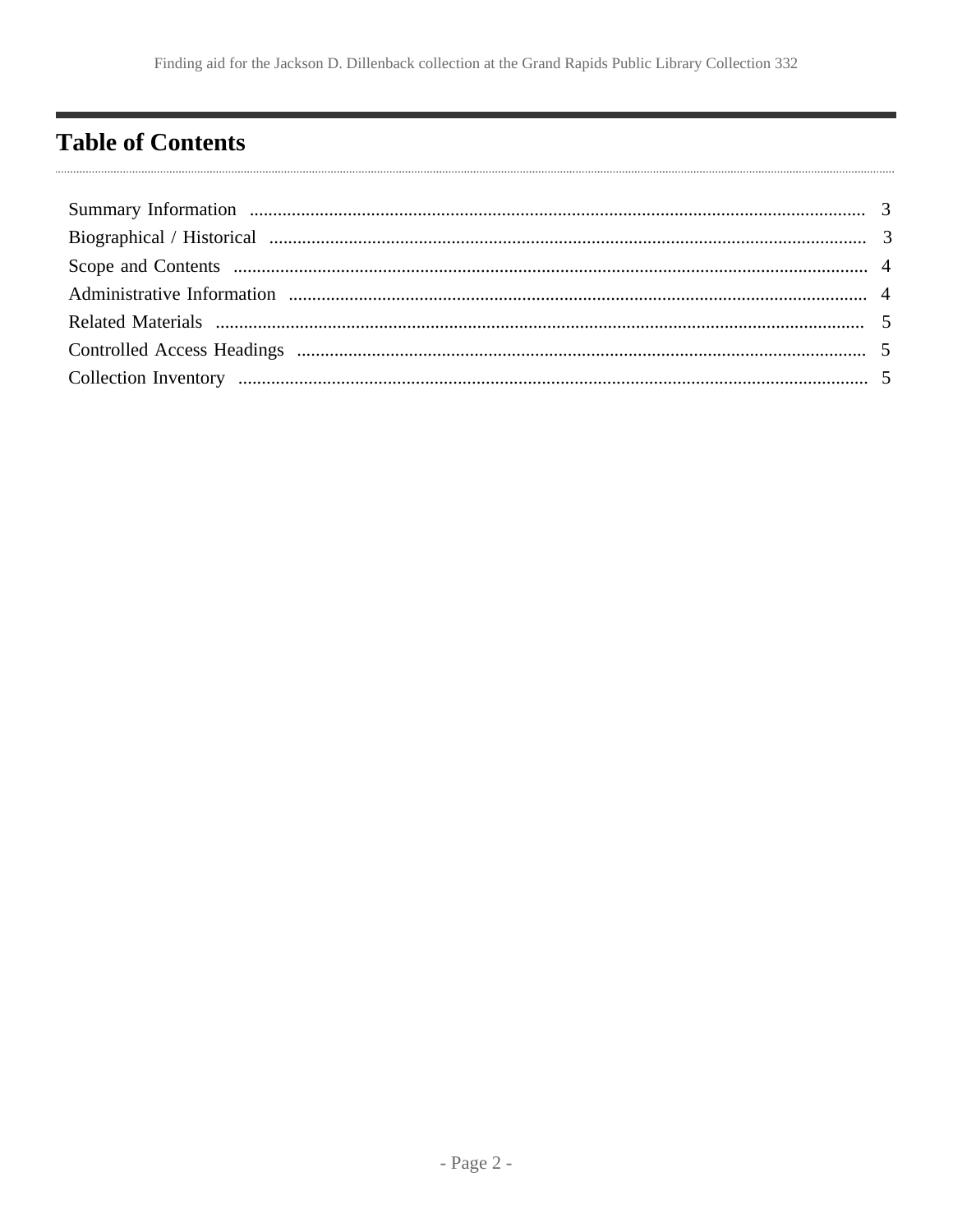## Table of Contents

Summary Information .......... 3
Biographical / Historical .......... 3
Scope and Contents .......... 4
Administrative Information .......... 4
Related Materials .......... 5
Controlled Access Headings .......... 5
Collection Inventory .......... 5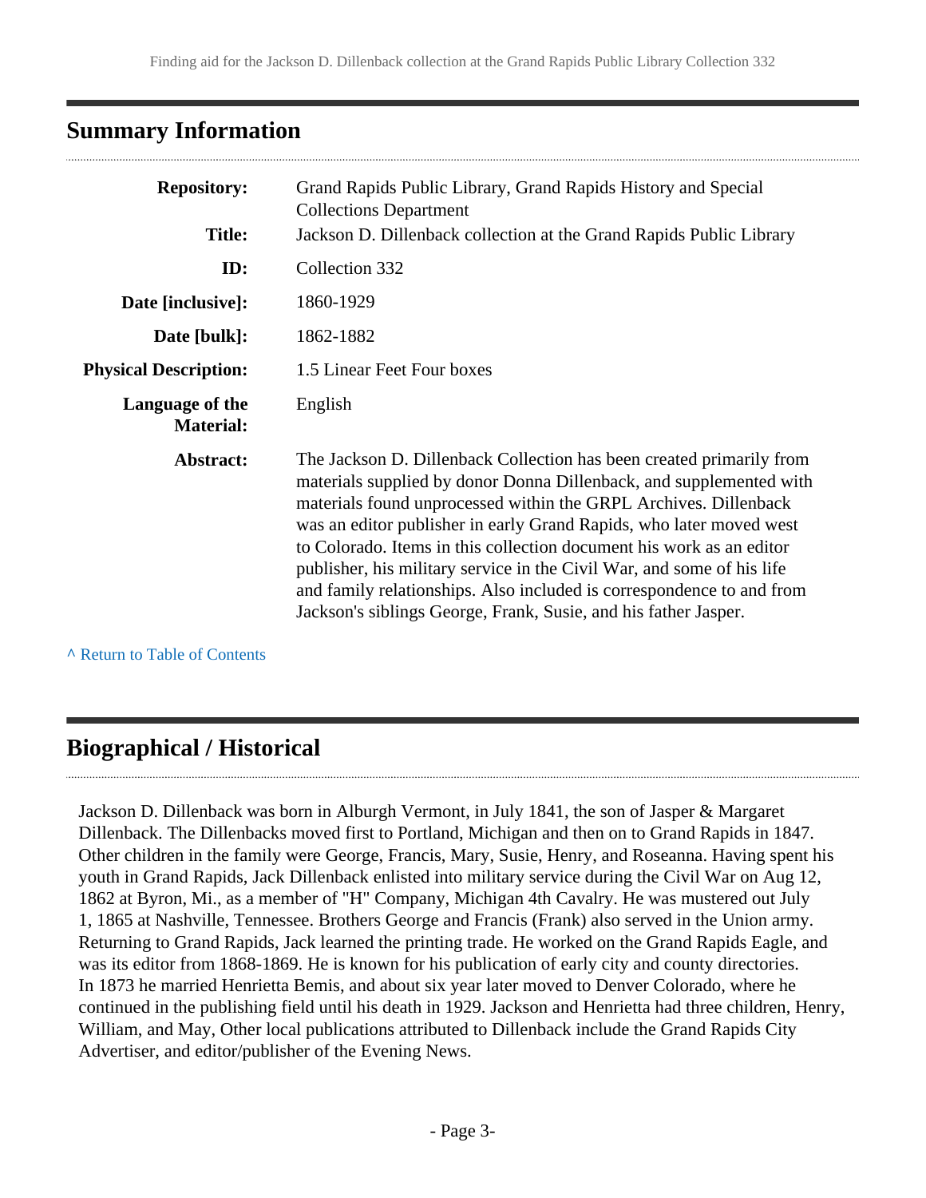## Summary Information

| | |
|---|---|
| **Repository:** | Grand Rapids Public Library, Grand Rapids History and Special Collections Department |
| **Title:** | Jackson D. Dillenback collection at the Grand Rapids Public Library |
| **ID:** | Collection 332 |
| **Date [inclusive]:** | 1860-1929 |
| **Date [bulk]:** | 1862-1882 |
| **Physical Description:** | 1.5 Linear Feet Four boxes |
| **Language of the Material:** | English |
| **Abstract:** | The Jackson D. Dillenback Collection has been created primarily from materials supplied by donor Donna Dillenback, and supplemented with materials found unprocessed within the GRPL Archives. Dillenback was an editor publisher in early Grand Rapids, who later moved west to Colorado. Items in this collection document his work as an editor publisher, his military service in the Civil War, and some of his life and family relationships. Also included is correspondence to and from Jackson's siblings George, Frank, Susie, and his father Jasper. |

^ Return to Table of Contents

## Biographical / Historical

Jackson D. Dillenback was born in Alburgh Vermont, in July 1841, the son of Jasper & Margaret Dillenback. The Dillenbacks moved first to Portland, Michigan and then on to Grand Rapids in 1847. Other children in the family were George, Francis, Mary, Susie, Henry, and Roseanna. Having spent his youth in Grand Rapids, Jack Dillenback enlisted into military service during the Civil War on Aug 12, 1862 at Byron, Mi., as a member of "H" Company, Michigan 4th Cavalry. He was mustered out July 1, 1865 at Nashville, Tennessee. Brothers George and Francis (Frank) also served in the Union army. Returning to Grand Rapids, Jack learned the printing trade. He worked on the Grand Rapids Eagle, and was its editor from 1868-1869. He is known for his publication of early city and county directories. In 1873 he married Henrietta Bemis, and about six year later moved to Denver Colorado, where he continued in the publishing field until his death in 1929. Jackson and Henrietta had three children, Henry, William, and May, Other local publications attributed to Dillenback include the Grand Rapids City Advertiser, and editor/publisher of the Evening News.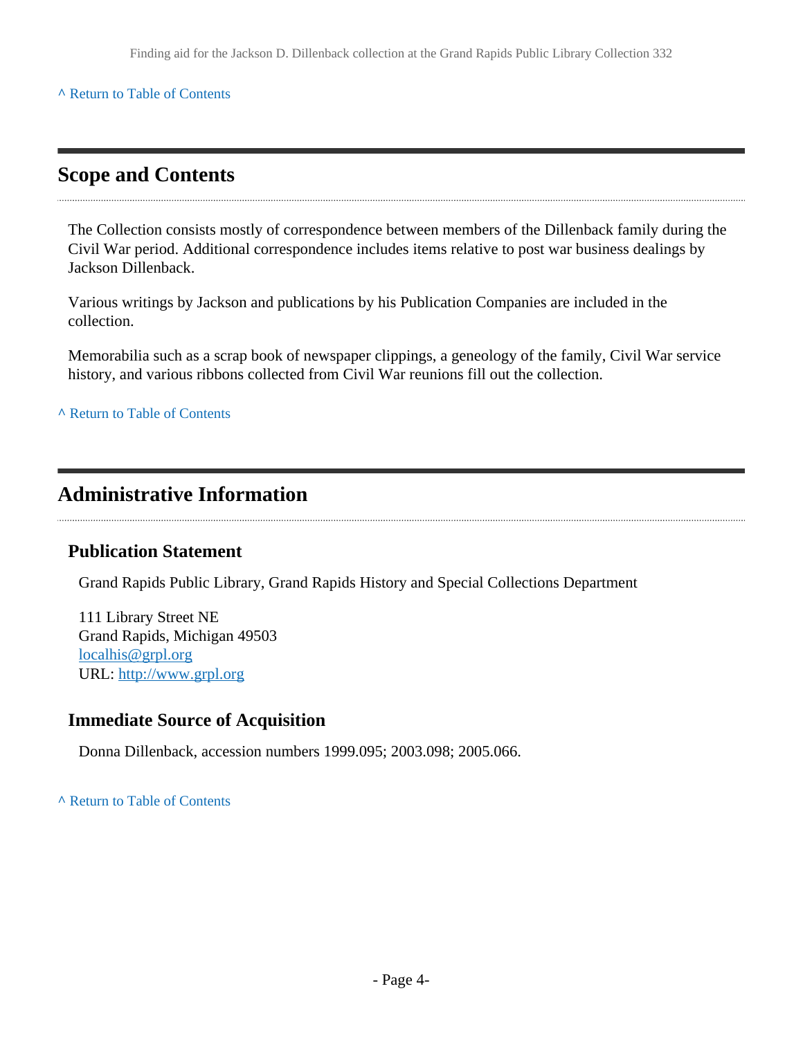^ Return to Table of Contents

## Scope and Contents

The Collection consists mostly of correspondence between members of the Dillenback family during the Civil War period. Additional correspondence includes items relative to post war business dealings by Jackson Dillenback.

Various writings by Jackson and publications by his Publication Companies are included in the collection.

Memorabilia such as a scrap book of newspaper clippings, a geneology of the family, Civil War service history, and various ribbons collected from Civil War reunions fill out the collection.

^ Return to Table of Contents

## Administrative Information

### Publication Statement

Grand Rapids Public Library, Grand Rapids History and Special Collections Department

111 Library Street NE
Grand Rapids, Michigan 49503
localhis@grpl.org
URL: http://www.grpl.org

### Immediate Source of Acquisition

Donna Dillenback, accession numbers 1999.095; 2003.098; 2005.066.

^ Return to Table of Contents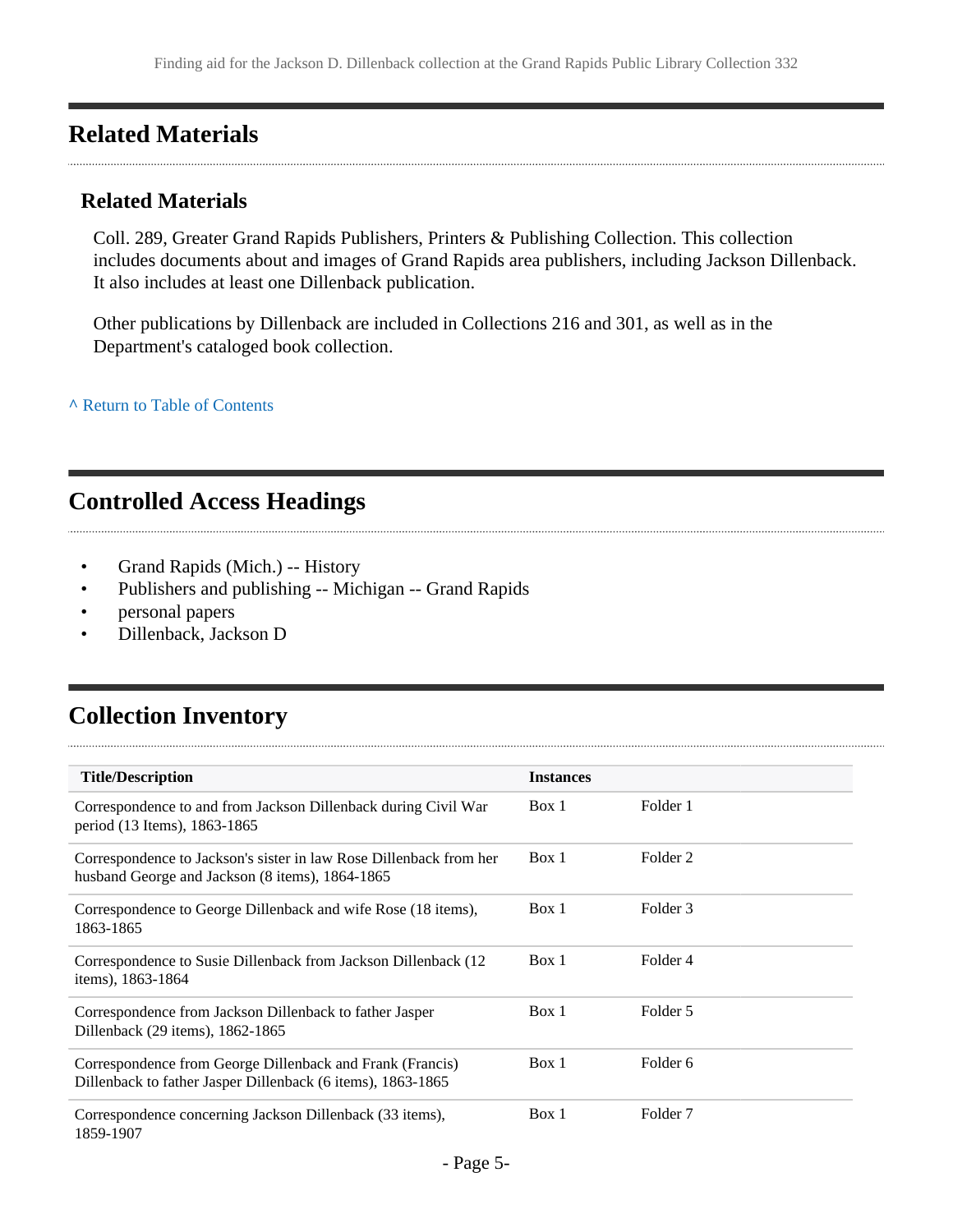## Related Materials

### Related Materials

Coll. 289, Greater Grand Rapids Publishers, Printers & Publishing Collection. This collection includes documents about and images of Grand Rapids area publishers, including Jackson Dillenback. It also includes at least one Dillenback publication.

Other publications by Dillenback are included in Collections 216 and 301, as well as in the Department's cataloged book collection.

^ Return to Table of Contents

## Controlled Access Headings

- Grand Rapids (Mich.) -- History
- Publishers and publishing -- Michigan -- Grand Rapids
- personal papers
- Dillenback, Jackson D

## Collection Inventory

| Title/Description | Instances | |
|---|---|---|
| Correspondence to and from Jackson Dillenback during Civil War period (13 Items), 1863-1865 | Box 1 | Folder 1 |
| Correspondence to Jackson's sister in law Rose Dillenback from her husband George and Jackson (8 items), 1864-1865 | Box 1 | Folder 2 |
| Correspondence to George Dillenback and wife Rose (18 items), 1863-1865 | Box 1 | Folder 3 |
| Correspondence to Susie Dillenback from Jackson Dillenback (12 items), 1863-1864 | Box 1 | Folder 4 |
| Correspondence from Jackson Dillenback to father Jasper Dillenback (29 items), 1862-1865 | Box 1 | Folder 5 |
| Correspondence from George Dillenback and Frank (Francis) Dillenback to father Jasper Dillenback (6 items), 1863-1865 | Box 1 | Folder 6 |
| Correspondence concerning Jackson Dillenback (33 items), 1859-1907 | Box 1 | Folder 7 |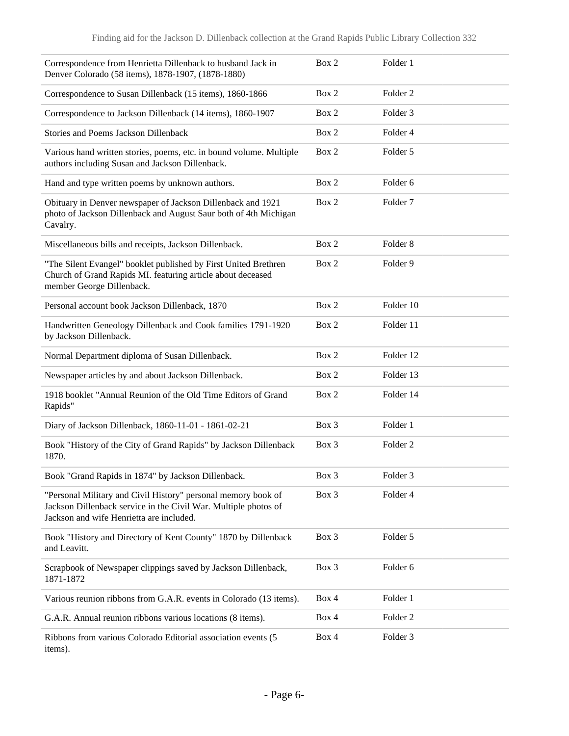| | | |
|---|---|---|
| Correspondence from Henrietta Dillenback to husband Jack in Denver Colorado (58 items), 1878-1907, (1878-1880) | Box 2 | Folder 1 |
| Correspondence to Susan Dillenback (15 items), 1860-1866 | Box 2 | Folder 2 |
| Correspondence to Jackson Dillenback (14 items), 1860-1907 | Box 2 | Folder 3 |
| Stories and Poems Jackson Dillenback | Box 2 | Folder 4 |
| Various hand written stories, poems, etc. in bound volume. Multiple authors including Susan and Jackson Dillenback. | Box 2 | Folder 5 |
| Hand and type written poems by unknown authors. | Box 2 | Folder 6 |
| Obituary in Denver newspaper of Jackson Dillenback and 1921 photo of Jackson Dillenback and August Saur both of 4th Michigan Cavalry. | Box 2 | Folder 7 |
| Miscellaneous bills and receipts, Jackson Dillenback. | Box 2 | Folder 8 |
| "The Silent Evangel" booklet published by First United Brethren Church of Grand Rapids MI. featuring article about deceased member George Dillenback. | Box 2 | Folder 9 |
| Personal account book Jackson Dillenback, 1870 | Box 2 | Folder 10 |
| Handwritten Geneology Dillenback and Cook families 1791-1920 by Jackson Dillenback. | Box 2 | Folder 11 |
| Normal Department diploma of Susan Dillenback. | Box 2 | Folder 12 |
| Newspaper articles by and about Jackson Dillenback. | Box 2 | Folder 13 |
| 1918 booklet "Annual Reunion of the Old Time Editors of Grand Rapids" | Box 2 | Folder 14 |
| Diary of Jackson Dillenback, 1860-11-01 - 1861-02-21 | Box 3 | Folder 1 |
| Book "History of the City of Grand Rapids" by Jackson Dillenback 1870. | Box 3 | Folder 2 |
| Book "Grand Rapids in 1874" by Jackson Dillenback. | Box 3 | Folder 3 |
| "Personal Military and Civil History" personal memory book of Jackson Dillenback service in the Civil War. Multiple photos of Jackson and wife Henrietta are included. | Box 3 | Folder 4 |
| Book "History and Directory of Kent County" 1870 by Dillenback and Leavitt. | Box 3 | Folder 5 |
| Scrapbook of Newspaper clippings saved by Jackson Dillenback, 1871-1872 | Box 3 | Folder 6 |
| Various reunion ribbons from G.A.R. events in Colorado (13 items). | Box 4 | Folder 1 |
| G.A.R. Annual reunion ribbons various locations (8 items). | Box 4 | Folder 2 |
| Ribbons from various Colorado Editorial association events (5 items). | Box 4 | Folder 3 |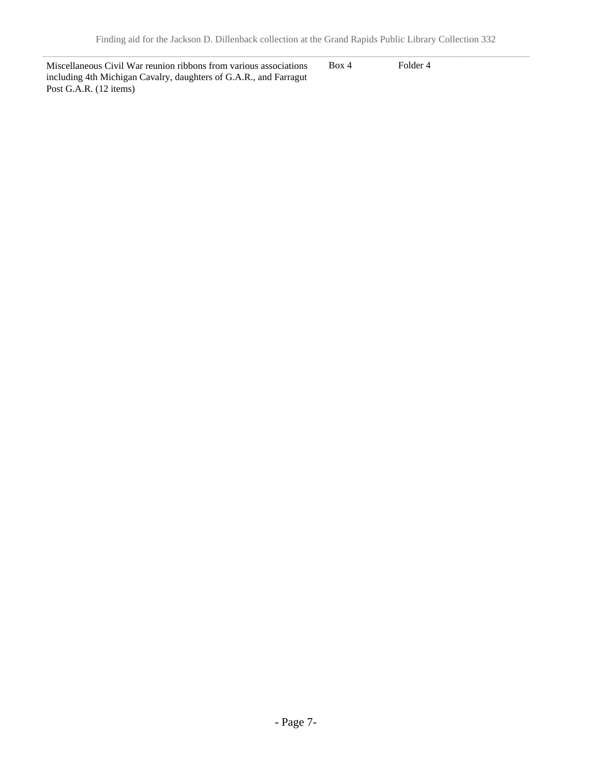| | | |
|---|---|---|
| Miscellaneous Civil War reunion ribbons from various associations including 4th Michigan Cavalry, daughters of G.A.R., and Farragut Post G.A.R. (12 items) | Box 4 | Folder 4 |